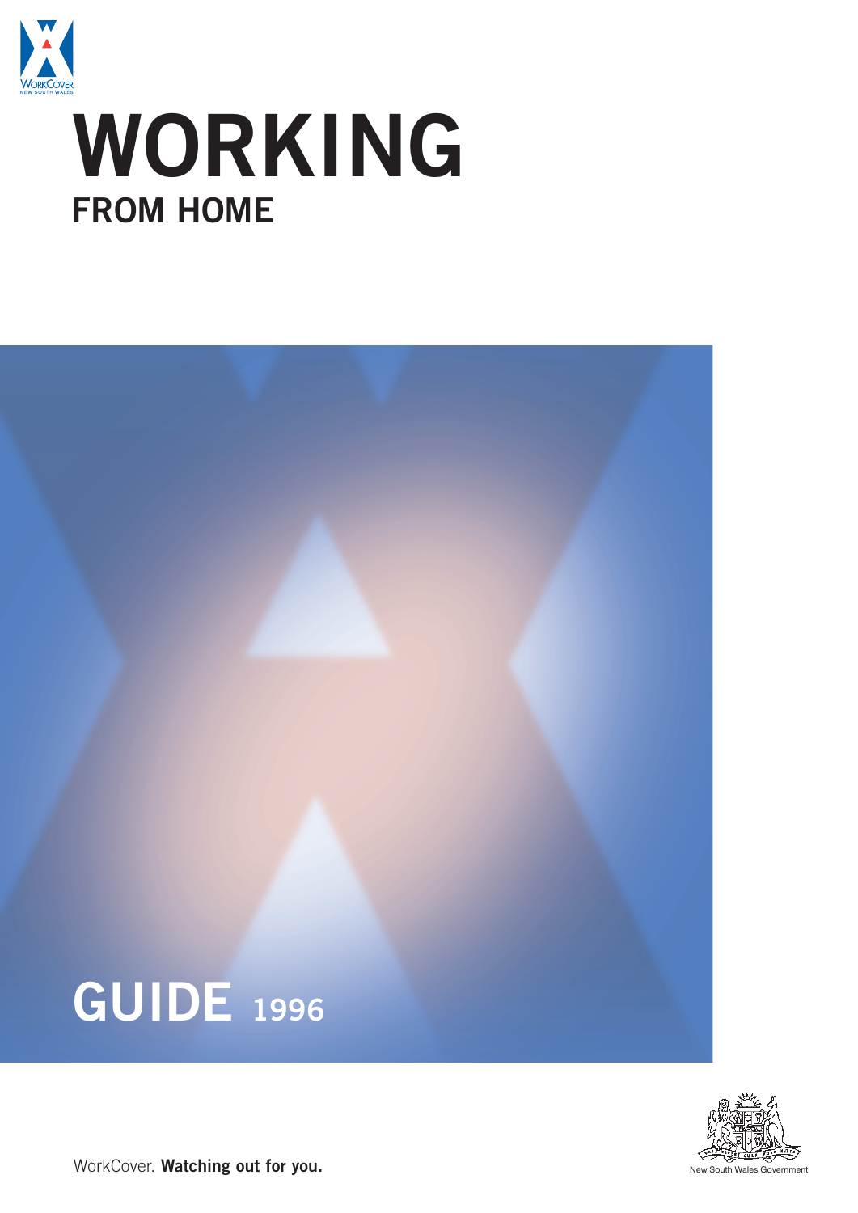WorkCover New South Wales

# WORKING

## FROM HOME

## GUIDE 1996

New South Wales Government

WorkCover. **Watching out for you.**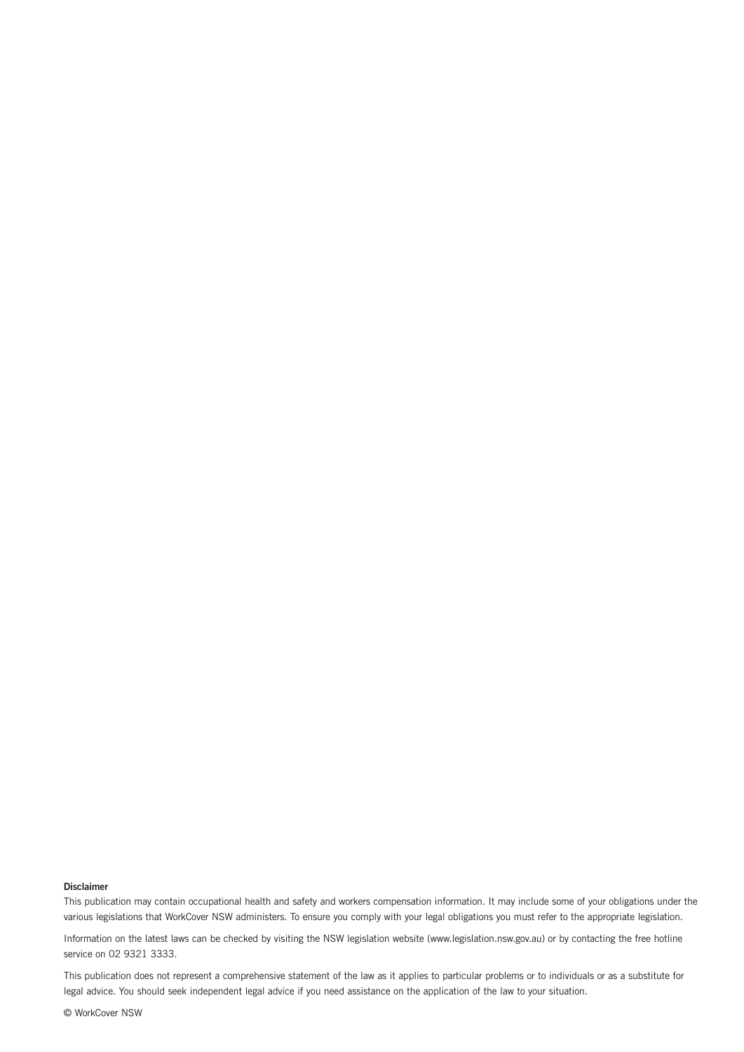**Disclaimer**

This publication may contain occupational health and safety and workers compensation information. It may include some of your obligations under the various legislations that WorkCover NSW administers. To ensure you comply with your legal obligations you must refer to the appropriate legislation.

Information on the latest laws can be checked by visiting the NSW legislation website (www.legislation.nsw.gov.au) or by contacting the free hotline service on 02 9321 3333.

This publication does not represent a comprehensive statement of the law as it applies to particular problems or to individuals or as a substitute for legal advice. You should seek independent legal advice if you need assistance on the application of the law to your situation.

© WorkCover NSW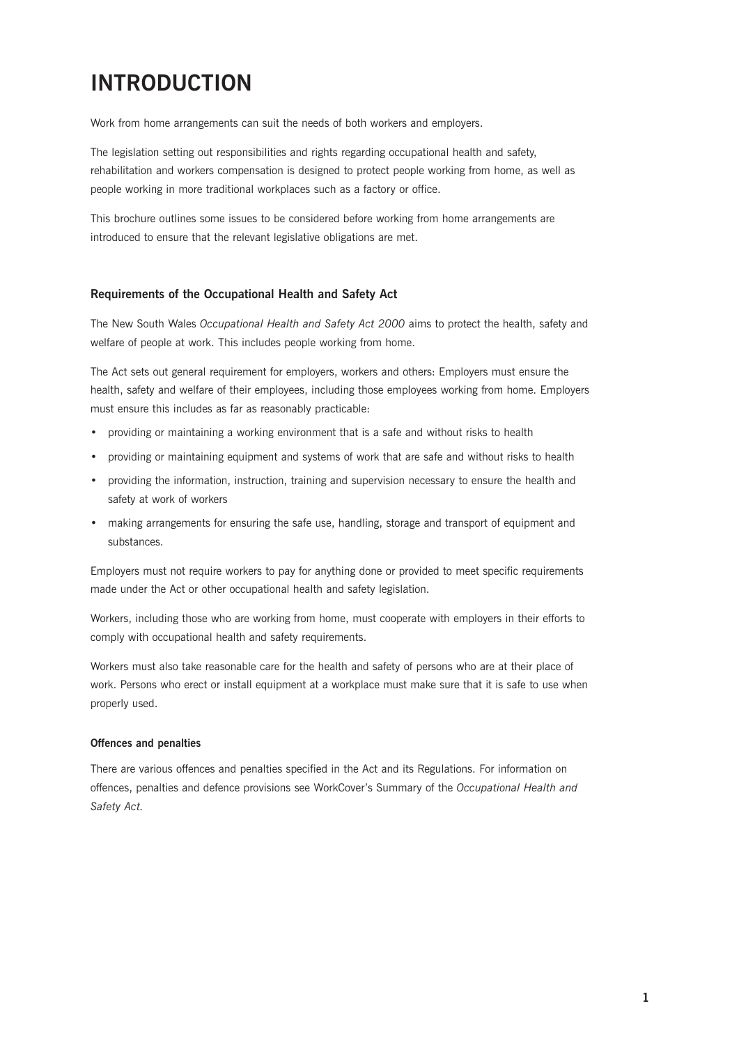# INTRODUCTION

Work from home arrangements can suit the needs of both workers and employers.

The legislation setting out responsibilities and rights regarding occupational health and safety, rehabilitation and workers compensation is designed to protect people working from home, as well as people working in more traditional workplaces such as a factory or office.

This brochure outlines some issues to be considered before working from home arrangements are introduced to ensure that the relevant legislative obligations are met.

### Requirements of the Occupational Health and Safety Act

The New South Wales *Occupational Health and Safety Act 2000* aims to protect the health, safety and welfare of people at work. This includes people working from home.

The Act sets out general requirement for employers, workers and others: Employers must ensure the health, safety and welfare of their employees, including those employees working from home. Employers must ensure this includes as far as reasonably practicable:

- providing or maintaining a working environment that is a safe and without risks to health
- providing or maintaining equipment and systems of work that are safe and without risks to health
- providing the information, instruction, training and supervision necessary to ensure the health and safety at work of workers
- making arrangements for ensuring the safe use, handling, storage and transport of equipment and substances.

Employers must not require workers to pay for anything done or provided to meet specific requirements made under the Act or other occupational health and safety legislation.

Workers, including those who are working from home, must cooperate with employers in their efforts to comply with occupational health and safety requirements.

Workers must also take reasonable care for the health and safety of persons who are at their place of work. Persons who erect or install equipment at a workplace must make sure that it is safe to use when properly used.

#### Offences and penalties

There are various offences and penalties specified in the Act and its Regulations. For information on offences, penalties and defence provisions see WorkCover's Summary of the *Occupational Health and Safety Act.*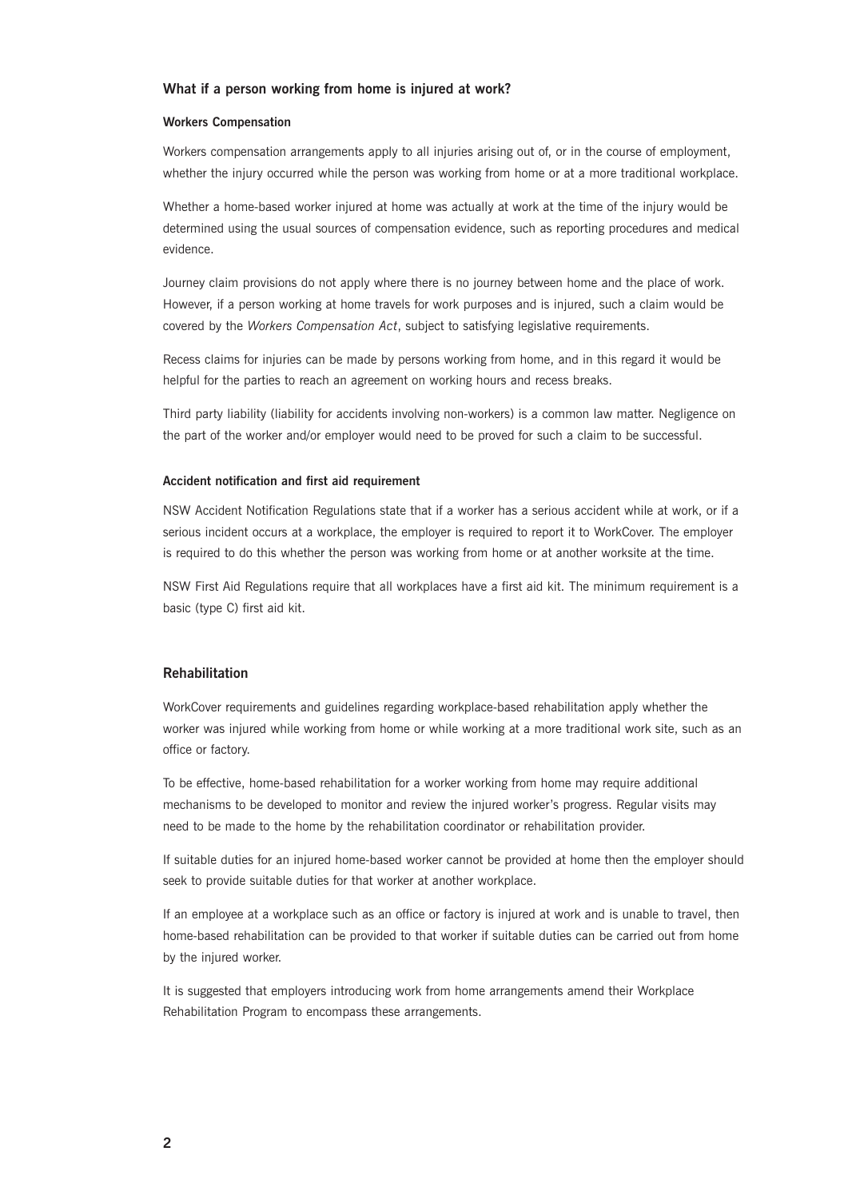## What if a person working from home is injured at work?

### Workers Compensation

Workers compensation arrangements apply to all injuries arising out of, or in the course of employment, whether the injury occurred while the person was working from home or at a more traditional workplace.

Whether a home-based worker injured at home was actually at work at the time of the injury would be determined using the usual sources of compensation evidence, such as reporting procedures and medical evidence.

Journey claim provisions do not apply where there is no journey between home and the place of work. However, if a person working at home travels for work purposes and is injured, such a claim would be covered by the *Workers Compensation Act*, subject to satisfying legislative requirements.

Recess claims for injuries can be made by persons working from home, and in this regard it would be helpful for the parties to reach an agreement on working hours and recess breaks.

Third party liability (liability for accidents involving non-workers) is a common law matter. Negligence on the part of the worker and/or employer would need to be proved for such a claim to be successful.

### Accident notification and first aid requirement

NSW Accident Notification Regulations state that if a worker has a serious accident while at work, or if a serious incident occurs at a workplace, the employer is required to report it to WorkCover. The employer is required to do this whether the person was working from home or at another worksite at the time.

NSW First Aid Regulations require that all workplaces have a first aid kit. The minimum requirement is a basic (type C) first aid kit.

## Rehabilitation

WorkCover requirements and guidelines regarding workplace-based rehabilitation apply whether the worker was injured while working from home or while working at a more traditional work site, such as an office or factory.

To be effective, home-based rehabilitation for a worker working from home may require additional mechanisms to be developed to monitor and review the injured worker's progress. Regular visits may need to be made to the home by the rehabilitation coordinator or rehabilitation provider.

If suitable duties for an injured home-based worker cannot be provided at home then the employer should seek to provide suitable duties for that worker at another workplace.

If an employee at a workplace such as an office or factory is injured at work and is unable to travel, then home-based rehabilitation can be provided to that worker if suitable duties can be carried out from home by the injured worker.

It is suggested that employers introducing work from home arrangements amend their Workplace Rehabilitation Program to encompass these arrangements.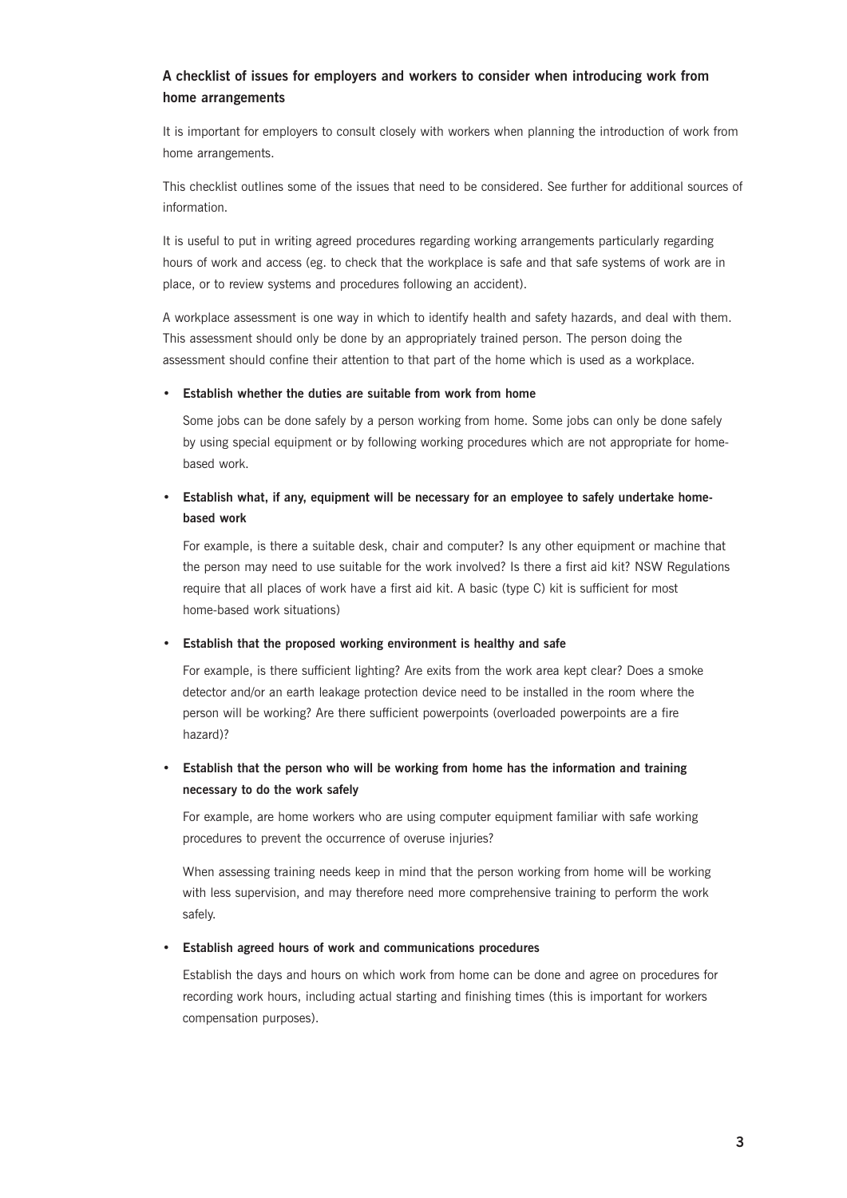### A checklist of issues for employers and workers to consider when introducing work from home arrangements

It is important for employers to consult closely with workers when planning the introduction of work from home arrangements.

This checklist outlines some of the issues that need to be considered. See further for additional sources of information.

It is useful to put in writing agreed procedures regarding working arrangements particularly regarding hours of work and access (eg. to check that the workplace is safe and that safe systems of work are in place, or to review systems and procedures following an accident).

A workplace assessment is one way in which to identify health and safety hazards, and deal with them. This assessment should only be done by an appropriately trained person. The person doing the assessment should confine their attention to that part of the home which is used as a workplace.

- **Establish whether the duties are suitable from work from home**

  Some jobs can be done safely by a person working from home. Some jobs can only be done safely by using special equipment or by following working procedures which are not appropriate for home-based work.

- **Establish what, if any, equipment will be necessary for an employee to safely undertake home-based work**

  For example, is there a suitable desk, chair and computer? Is any other equipment or machine that the person may need to use suitable for the work involved? Is there a first aid kit? NSW Regulations require that all places of work have a first aid kit. A basic (type C) kit is sufficient for most home-based work situations)

- **Establish that the proposed working environment is healthy and safe**

  For example, is there sufficient lighting? Are exits from the work area kept clear? Does a smoke detector and/or an earth leakage protection device need to be installed in the room where the person will be working? Are there sufficient powerpoints (overloaded powerpoints are a fire hazard)?

- **Establish that the person who will be working from home has the information and training necessary to do the work safely**

  For example, are home workers who are using computer equipment familiar with safe working procedures to prevent the occurrence of overuse injuries?

  When assessing training needs keep in mind that the person working from home will be working with less supervision, and may therefore need more comprehensive training to perform the work safely.

- **Establish agreed hours of work and communications procedures**

  Establish the days and hours on which work from home can be done and agree on procedures for recording work hours, including actual starting and finishing times (this is important for workers compensation purposes).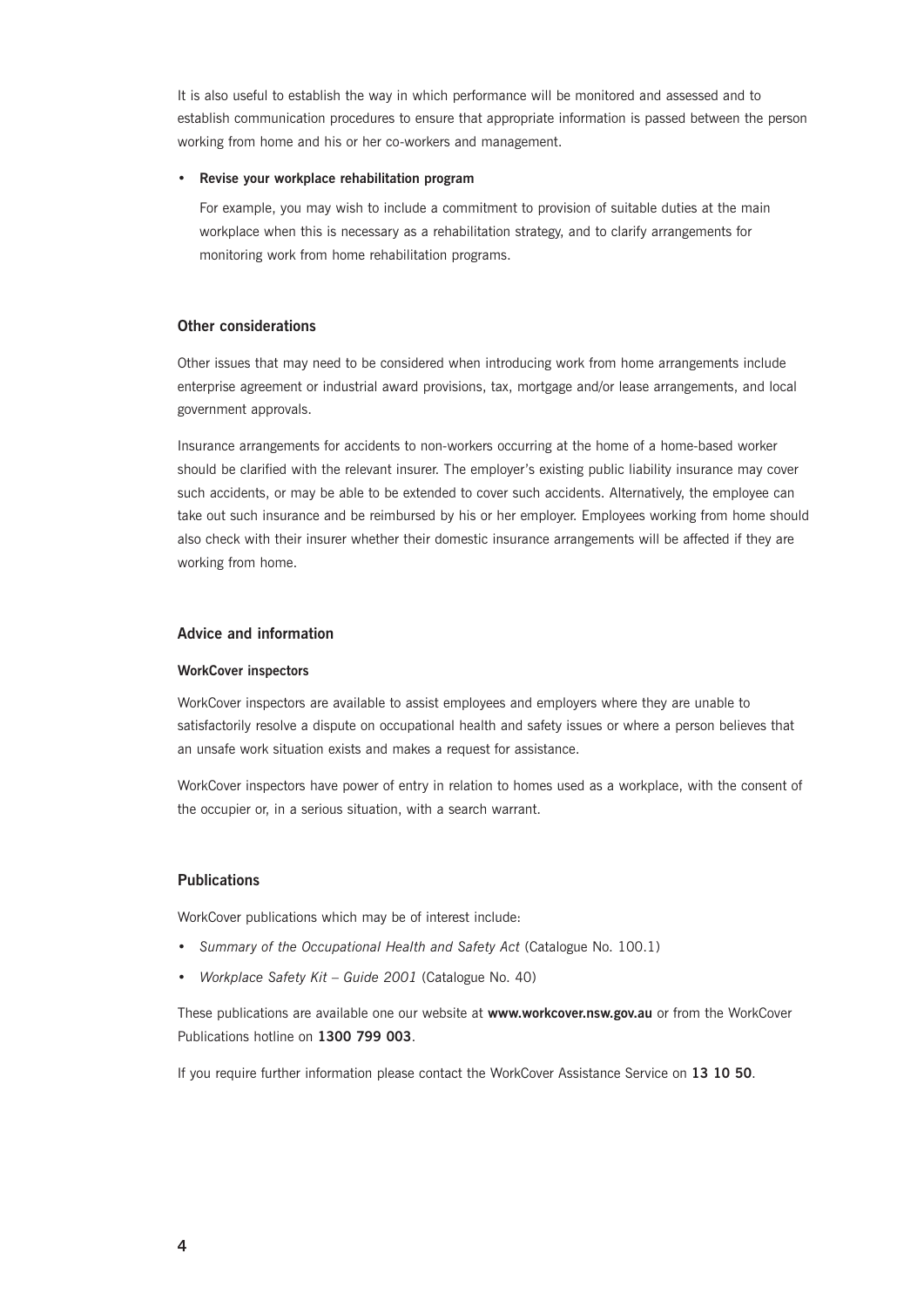It is also useful to establish the way in which performance will be monitored and assessed and to establish communication procedures to ensure that appropriate information is passed between the person working from home and his or her co-workers and management.

- **Revise your workplace rehabilitation program**

  For example, you may wish to include a commitment to provision of suitable duties at the main workplace when this is necessary as a rehabilitation strategy, and to clarify arrangements for monitoring work from home rehabilitation programs.

## Other considerations

Other issues that may need to be considered when introducing work from home arrangements include enterprise agreement or industrial award provisions, tax, mortgage and/or lease arrangements, and local government approvals.

Insurance arrangements for accidents to non-workers occurring at the home of a home-based worker should be clarified with the relevant insurer. The employer's existing public liability insurance may cover such accidents, or may be able to be extended to cover such accidents. Alternatively, the employee can take out such insurance and be reimbursed by his or her employer. Employees working from home should also check with their insurer whether their domestic insurance arrangements will be affected if they are working from home.

## Advice and information

### WorkCover inspectors

WorkCover inspectors are available to assist employees and employers where they are unable to satisfactorily resolve a dispute on occupational health and safety issues or where a person believes that an unsafe work situation exists and makes a request for assistance.

WorkCover inspectors have power of entry in relation to homes used as a workplace, with the consent of the occupier or, in a serious situation, with a search warrant.

## Publications

WorkCover publications which may be of interest include:

- *Summary of the Occupational Health and Safety Act* (Catalogue No. 100.1)
- *Workplace Safety Kit – Guide 2001* (Catalogue No. 40)

These publications are available one our website at **www.workcover.nsw.gov.au** or from the WorkCover Publications hotline on **1300 799 003**.

If you require further information please contact the WorkCover Assistance Service on **13 10 50**.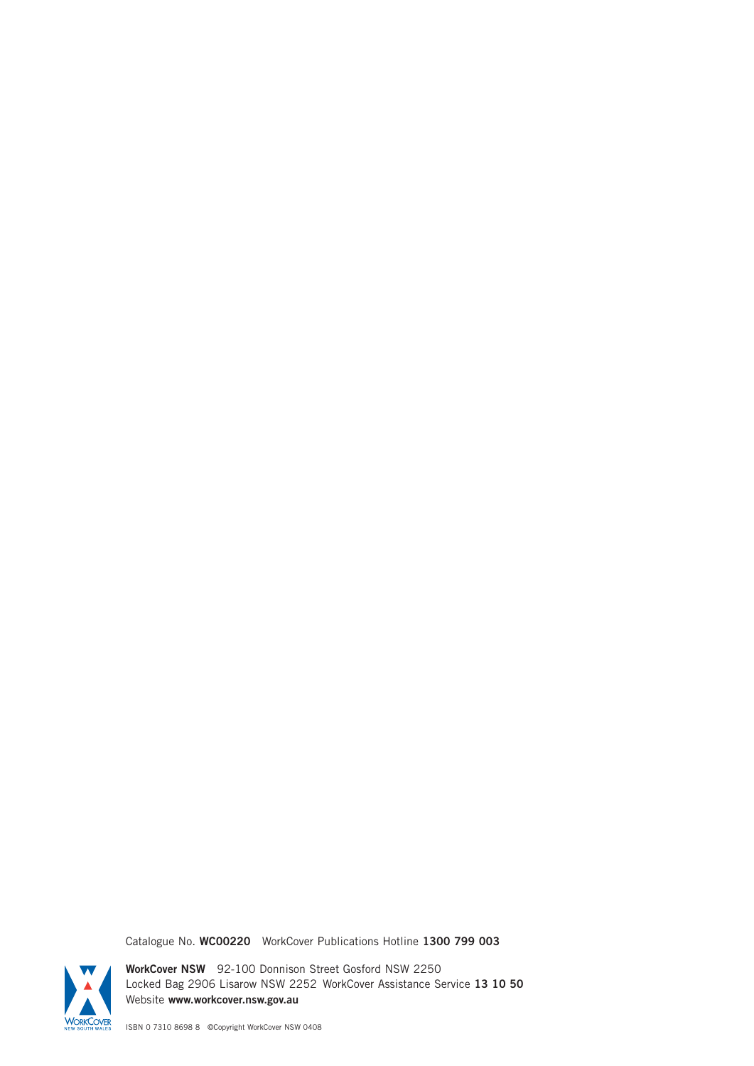Catalogue No. **WC00220** WorkCover Publications Hotline **1300 799 003**

**WorkCover NSW** 92-100 Donnison Street Gosford NSW 2250
Locked Bag 2906 Lisarow NSW 2252 WorkCover Assistance Service **13 10 50**
Website **www.workcover.nsw.gov.au**

ISBN 0 7310 8698 8 ©Copyright WorkCover NSW 0408